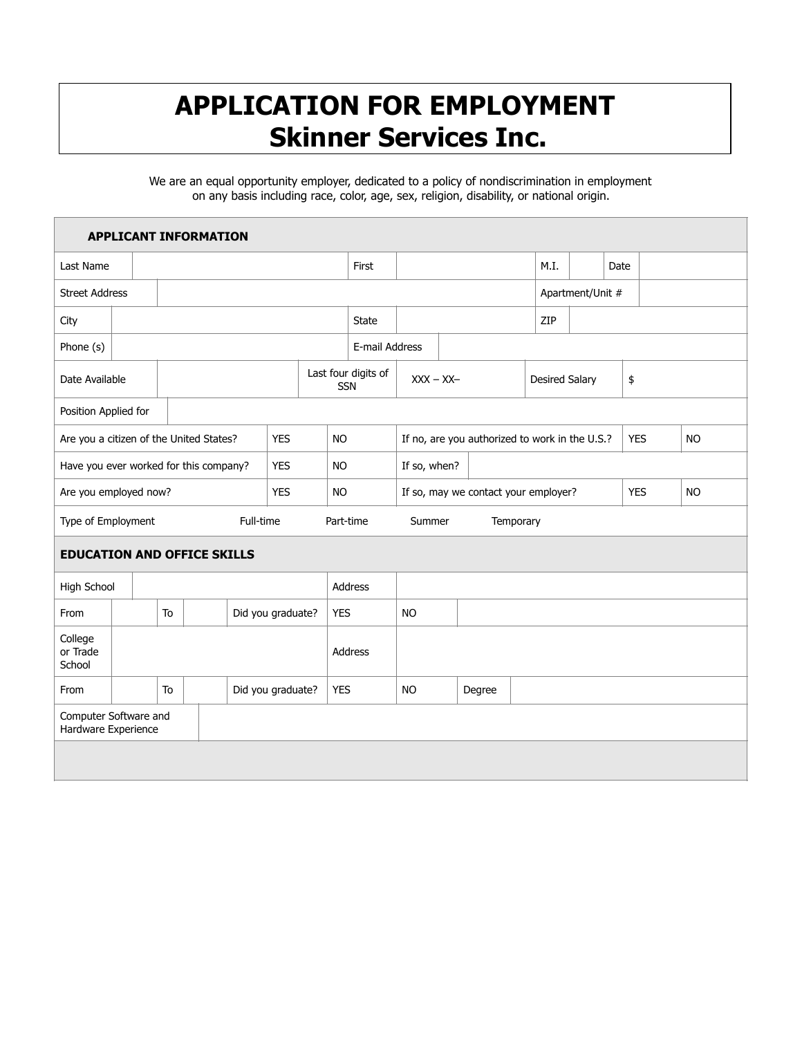# APPLICATION FOR EMPLOYMENT
# Skinner Services Inc.

We are an equal opportunity employer, dedicated to a policy of nondiscrimination in employment on any basis including race, color, age, sex, religion, disability, or national origin.

## APPLICANT INFORMATION

| | | | | | | | |
|---|---|---|---|---|---|---|---|
| Last Name | | First | | M.I. | | Date | |
| Street Address | | | | Apartment/Unit # | | | |
| City | | State | | ZIP | | | |
| Phone (s) | | E-mail Address | | | | | |
| Date Available | | Last four digits of SSN | XXX – XX– | Desired Salary | $ | | |
| Position Applied for | | | | | | | |

| | | | | | |
|---|---|---|---|---|---|
| Are you a citizen of the United States? | YES | NO | If no, are you authorized to work in the U.S.? | YES | NO |
| Have you ever worked for this company? | YES | NO | If so, when? | | |
| Are you employed now? | YES | NO | If so, may we contact your employer? | YES | NO |

Type of Employment    Full-time    Part-time    Summer    Temporary

## EDUCATION AND OFFICE SKILLS

| | | | | | | | |
|---|---|---|---|---|---|---|---|
| High School | | | | Address | | | |
| From | | To | | Did you graduate? | YES | NO | |
| College or Trade School | | | | Address | | | |
| From | | To | | Did you graduate? | YES | NO | Degree |
| Computer Software and Hardware Experience | | | | | | | |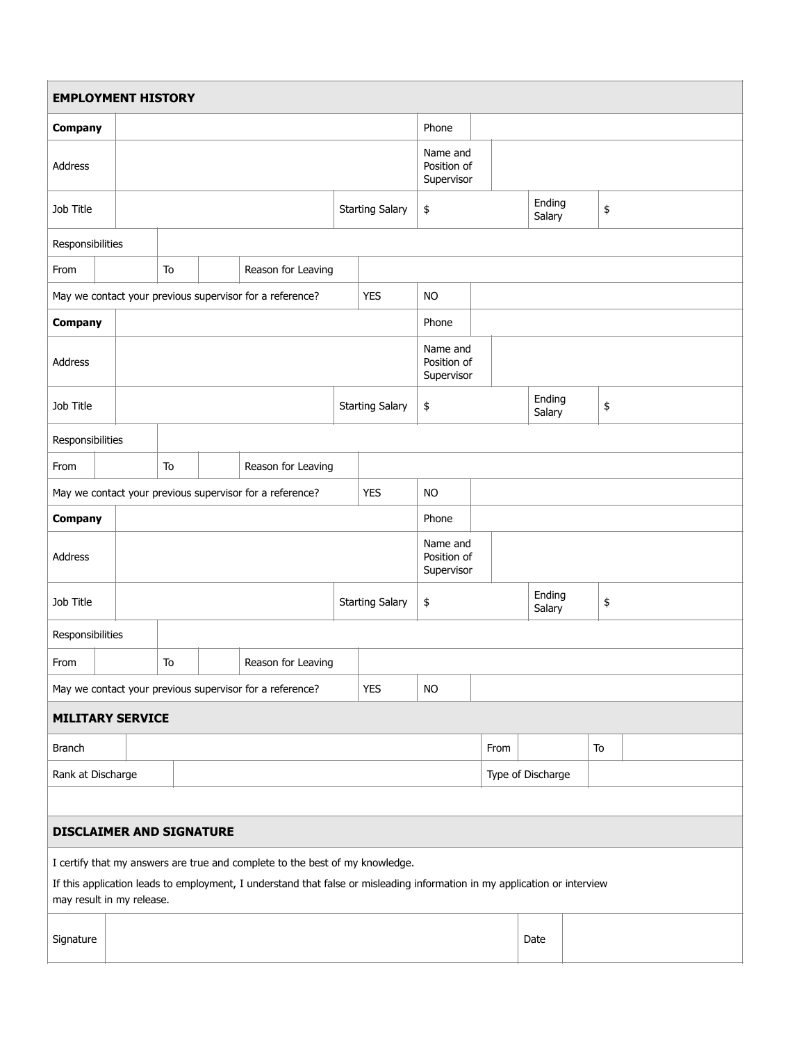## EMPLOYMENT HISTORY

| | | | | | | | |
|---|---|---|---|---|---|---|---|
| **Company** | | | | Phone | | | |
| Address | | | | Name and Position of Supervisor | | | |
| Job Title | | Starting Salary | | $ | Ending Salary | $ | |
| Responsibilities | | | | | | | |
| From | | To | | Reason for Leaving | | | |
| May we contact your previous supervisor for a reference? | | | | YES | NO | | |
| **Company** | | | | Phone | | | |
| Address | | | | Name and Position of Supervisor | | | |
| Job Title | | Starting Salary | | $ | Ending Salary | $ | |
| Responsibilities | | | | | | | |
| From | | To | | Reason for Leaving | | | |
| May we contact your previous supervisor for a reference? | | | | YES | NO | | |
| **Company** | | | | Phone | | | |
| Address | | | | Name and Position of Supervisor | | | |
| Job Title | | Starting Salary | | $ | Ending Salary | $ | |
| Responsibilities | | | | | | | |
| From | | To | | Reason for Leaving | | | |
| May we contact your previous supervisor for a reference? | | | | YES | NO | | |

## MILITARY SERVICE

| | | | | | |
|---|---|---|---|---|---|
| Branch | | From | | To | |
| Rank at Discharge | | Type of Discharge | | | |

## DISCLAIMER AND SIGNATURE

I certify that my answers are true and complete to the best of my knowledge.

If this application leads to employment, I understand that false or misleading information in my application or interview may result in my release.

| | | | |
|---|---|---|---|
| Signature | | Date | |